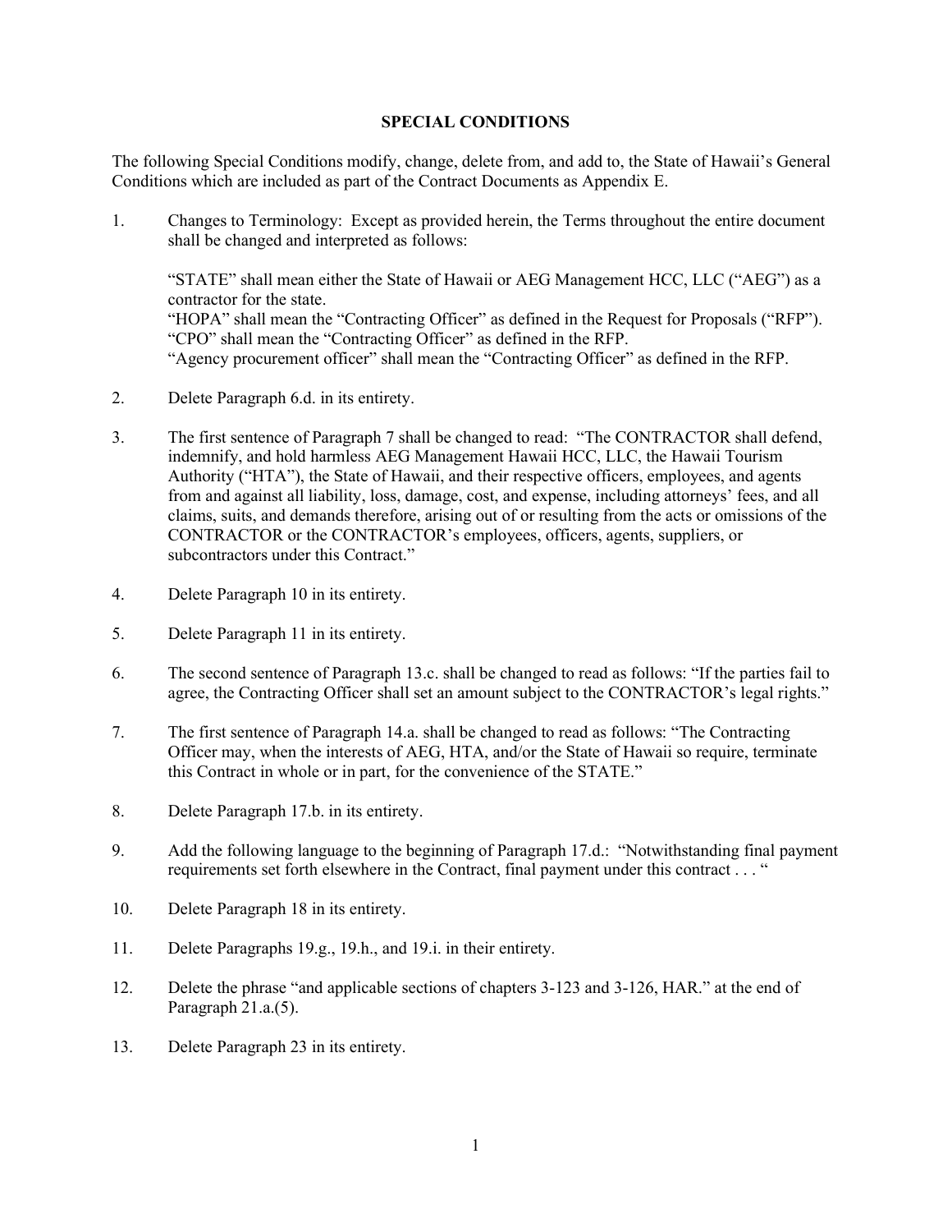# SPECIAL CONDITIONS

The following Special Conditions modify, change, delete from, and add to, the State of Hawaii's General Conditions which are included as part of the Contract Documents as Appendix E.

1. Changes to Terminology: Except as provided herein, the Terms throughout the entire document shall be changed and interpreted as follows:

   "STATE" shall mean either the State of Hawaii or AEG Management HCC, LLC ("AEG") as a contractor for the state.
   "HOPA" shall mean the "Contracting Officer" as defined in the Request for Proposals ("RFP").
   "CPO" shall mean the "Contracting Officer" as defined in the RFP.
   "Agency procurement officer" shall mean the "Contracting Officer" as defined in the RFP.

2. Delete Paragraph 6.d. in its entirety.

3. The first sentence of Paragraph 7 shall be changed to read: "The CONTRACTOR shall defend, indemnify, and hold harmless AEG Management Hawaii HCC, LLC, the Hawaii Tourism Authority ("HTA"), the State of Hawaii, and their respective officers, employees, and agents from and against all liability, loss, damage, cost, and expense, including attorneys' fees, and all claims, suits, and demands therefore, arising out of or resulting from the acts or omissions of the CONTRACTOR or the CONTRACTOR's employees, officers, agents, suppliers, or subcontractors under this Contract."

4. Delete Paragraph 10 in its entirety.

5. Delete Paragraph 11 in its entirety.

6. The second sentence of Paragraph 13.c. shall be changed to read as follows: "If the parties fail to agree, the Contracting Officer shall set an amount subject to the CONTRACTOR's legal rights."

7. The first sentence of Paragraph 14.a. shall be changed to read as follows: "The Contracting Officer may, when the interests of AEG, HTA, and/or the State of Hawaii so require, terminate this Contract in whole or in part, for the convenience of the STATE."

8. Delete Paragraph 17.b. in its entirety.

9. Add the following language to the beginning of Paragraph 17.d.: "Notwithstanding final payment requirements set forth elsewhere in the Contract, final payment under this contract . . . "

10. Delete Paragraph 18 in its entirety.

11. Delete Paragraphs 19.g., 19.h., and 19.i. in their entirety.

12. Delete the phrase "and applicable sections of chapters 3-123 and 3-126, HAR." at the end of Paragraph 21.a.(5).

13. Delete Paragraph 23 in its entirety.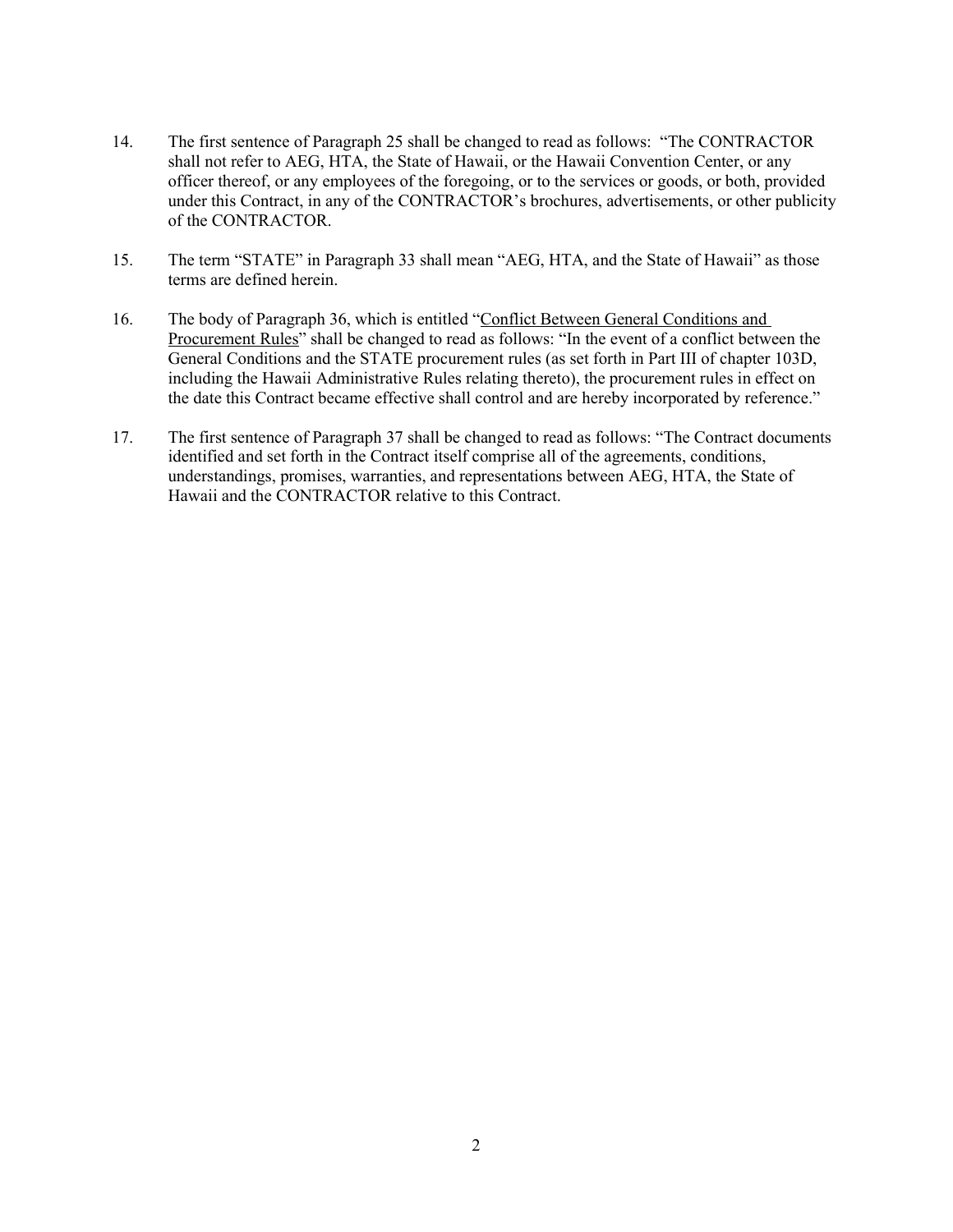14. The first sentence of Paragraph 25 shall be changed to read as follows: "The CONTRACTOR shall not refer to AEG, HTA, the State of Hawaii, or the Hawaii Convention Center, or any officer thereof, or any employees of the foregoing, or to the services or goods, or both, provided under this Contract, in any of the CONTRACTOR's brochures, advertisements, or other publicity of the CONTRACTOR.

15. The term "STATE" in Paragraph 33 shall mean "AEG, HTA, and the State of Hawaii" as those terms are defined herein.

16. The body of Paragraph 36, which is entitled "<u>Conflict Between General Conditions and Procurement Rules</u>" shall be changed to read as follows: "In the event of a conflict between the General Conditions and the STATE procurement rules (as set forth in Part III of chapter 103D, including the Hawaii Administrative Rules relating thereto), the procurement rules in effect on the date this Contract became effective shall control and are hereby incorporated by reference."

17. The first sentence of Paragraph 37 shall be changed to read as follows: "The Contract documents identified and set forth in the Contract itself comprise all of the agreements, conditions, understandings, promises, warranties, and representations between AEG, HTA, the State of Hawaii and the CONTRACTOR relative to this Contract.